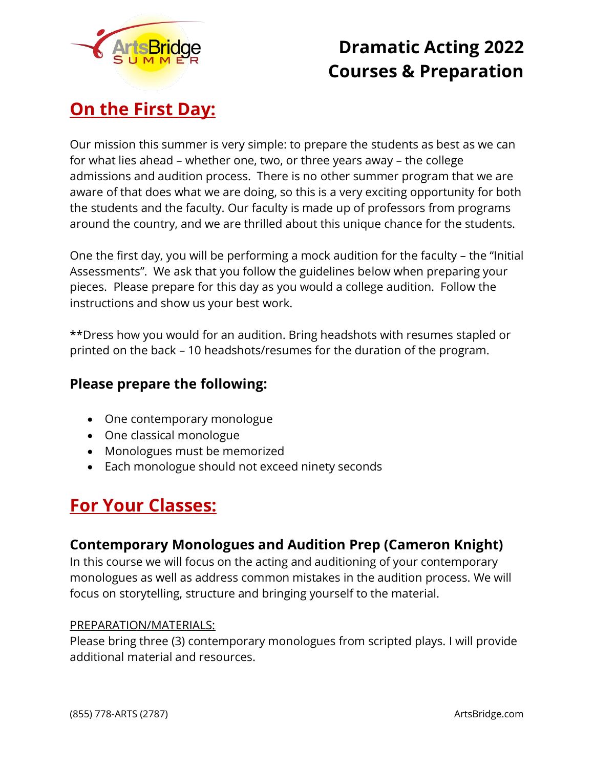# Dramatic Acting 2022 Courses & Preparation

## On the First Day:

Our mission this summer is very simple: to prepare the students as best as we can for what lies ahead – whether one, two, or three years away – the college admissions and audition process. There is no other summer program that we are aware of that does what we are doing, so this is a very exciting opportunity for both the students and the faculty. Our faculty is made up of professors from programs around the country, and we are thrilled about this unique chance for the students.

One the first day, you will be performing a mock audition for the faculty – the "Initial Assessments". We ask that you follow the guidelines below when preparing your pieces. Please prepare for this day as you would a college audition. Follow the instructions and show us your best work.

**Dress how you would for an audition. Bring headshots with resumes stapled or printed on the back – 10 headshots/resumes for the duration of the program.

### Please prepare the following:

- One contemporary monologue
- One classical monologue
- Monologues must be memorized
- Each monologue should not exceed ninety seconds

## For Your Classes:

### Contemporary Monologues and Audition Prep (Cameron Knight)

In this course we will focus on the acting and auditioning of your contemporary monologues as well as address common mistakes in the audition process. We will focus on storytelling, structure and bringing yourself to the material.

PREPARATION/MATERIALS:

Please bring three (3) contemporary monologues from scripted plays. I will provide additional material and resources.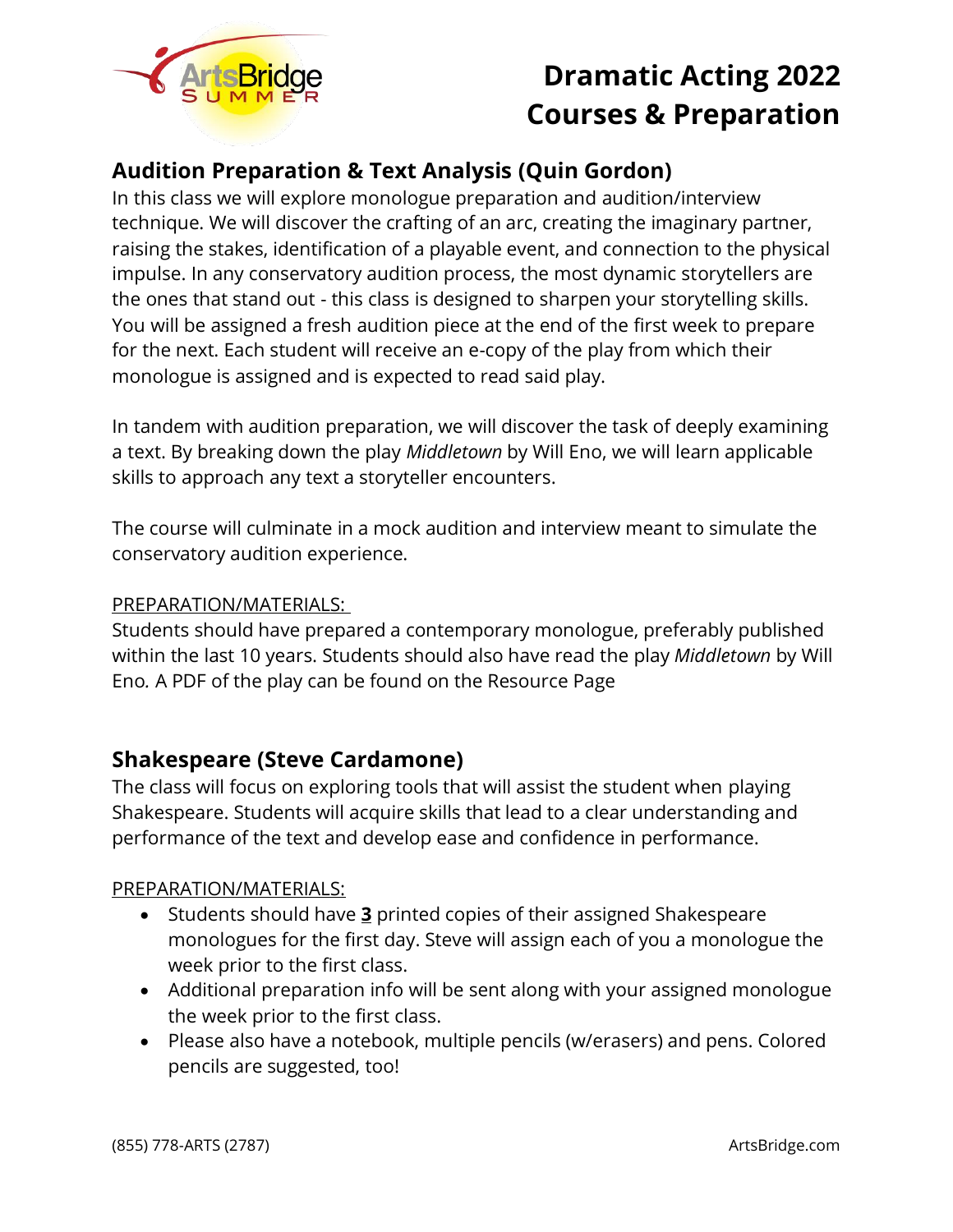# Dramatic Acting 2022 Courses & Preparation

## Audition Preparation & Text Analysis (Quin Gordon)

In this class we will explore monologue preparation and audition/interview technique. We will discover the crafting of an arc, creating the imaginary partner, raising the stakes, identification of a playable event, and connection to the physical impulse. In any conservatory audition process, the most dynamic storytellers are the ones that stand out - this class is designed to sharpen your storytelling skills. You will be assigned a fresh audition piece at the end of the first week to prepare for the next. Each student will receive an e-copy of the play from which their monologue is assigned and is expected to read said play.

In tandem with audition preparation, we will discover the task of deeply examining a text. By breaking down the play *Middletown* by Will Eno, we will learn applicable skills to approach any text a storyteller encounters.

The course will culminate in a mock audition and interview meant to simulate the conservatory audition experience.

PREPARATION/MATERIALS:

Students should have prepared a contemporary monologue, preferably published within the last 10 years. Students should also have read the play *Middletown* by Will Eno. A PDF of the play can be found on the Resource Page

## Shakespeare (Steve Cardamone)

The class will focus on exploring tools that will assist the student when playing Shakespeare. Students will acquire skills that lead to a clear understanding and performance of the text and develop ease and confidence in performance.

PREPARATION/MATERIALS:

- Students should have **3** printed copies of their assigned Shakespeare monologues for the first day. Steve will assign each of you a monologue the week prior to the first class.
- Additional preparation info will be sent along with your assigned monologue the week prior to the first class.
- Please also have a notebook, multiple pencils (w/erasers) and pens. Colored pencils are suggested, too!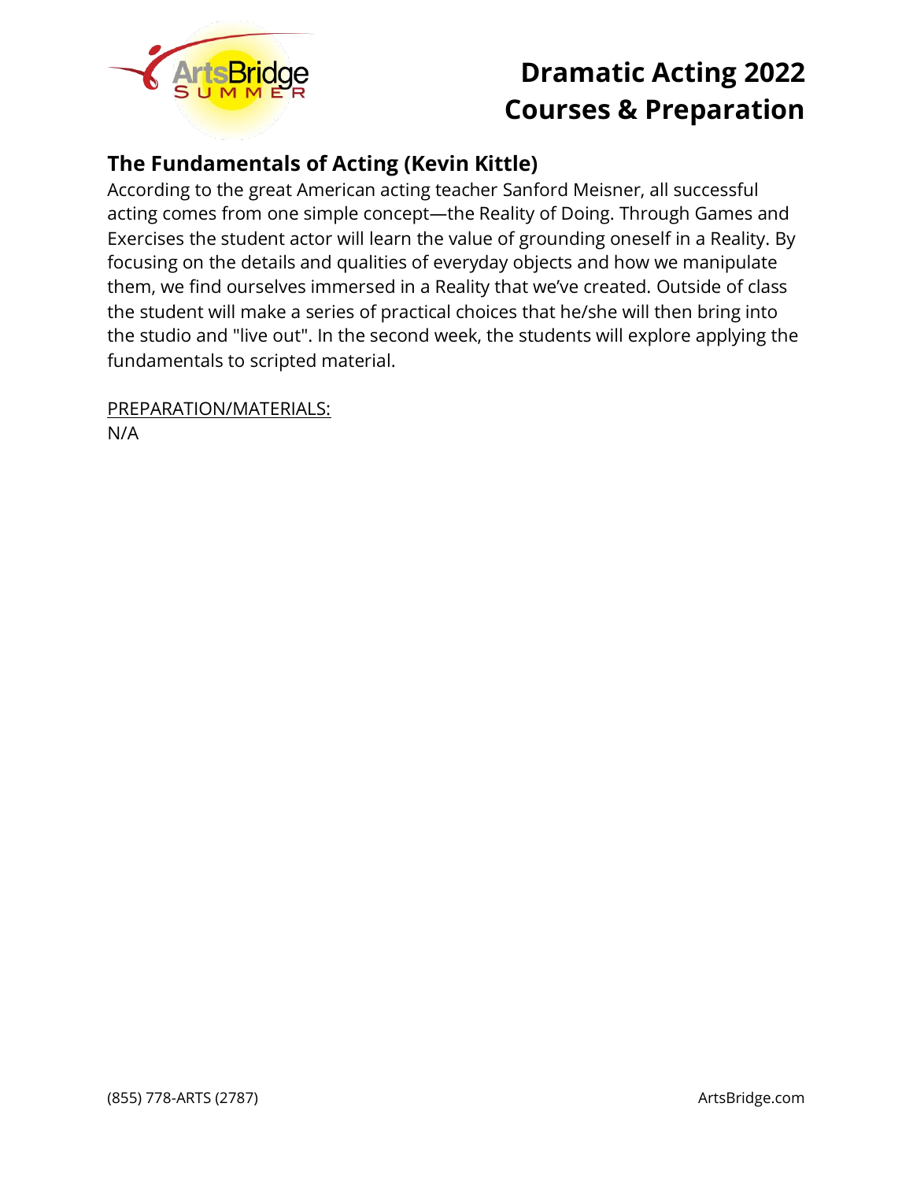# Dramatic Acting 2022 Courses & Preparation

## The Fundamentals of Acting (Kevin Kittle)

According to the great American acting teacher Sanford Meisner, all successful acting comes from one simple concept—the Reality of Doing. Through Games and Exercises the student actor will learn the value of grounding oneself in a Reality. By focusing on the details and qualities of everyday objects and how we manipulate them, we find ourselves immersed in a Reality that we've created. Outside of class the student will make a series of practical choices that he/she will then bring into the studio and "live out". In the second week, the students will explore applying the fundamentals to scripted material.

PREPARATION/MATERIALS:

N/A